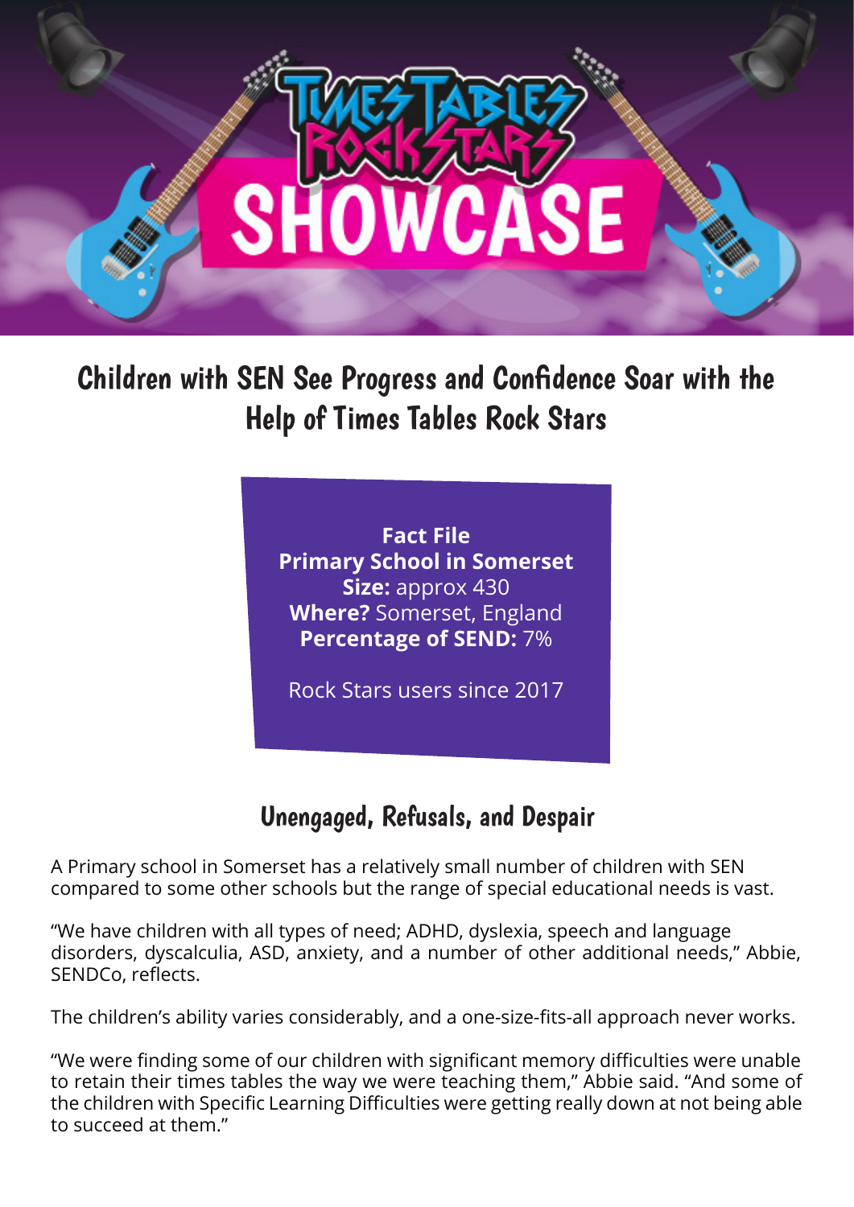# Times Tables Rock Stars SHOWCASE

## Children with SEN See Progress and Confidence Soar with the Help of Times Tables Rock Stars

**Fact File**
**Primary School in Somerset**
**Size:** approx 430
**Where?** Somerset, England
**Percentage of SEND:** 7%

Rock Stars users since 2017

## Unengaged, Refusals, and Despair

A Primary school in Somerset has a relatively small number of children with SEN compared to some other schools but the range of special educational needs is vast.

"We have children with all types of need; ADHD, dyslexia, speech and language disorders, dyscalculia, ASD, anxiety, and a number of other additional needs," Abbie, SENDCo, reflects.

The children's ability varies considerably, and a one-size-fits-all approach never works.

"We were finding some of our children with significant memory difficulties were unable to retain their times tables the way we were teaching them," Abbie said. "And some of the children with Specific Learning Difficulties were getting really down at not being able to succeed at them."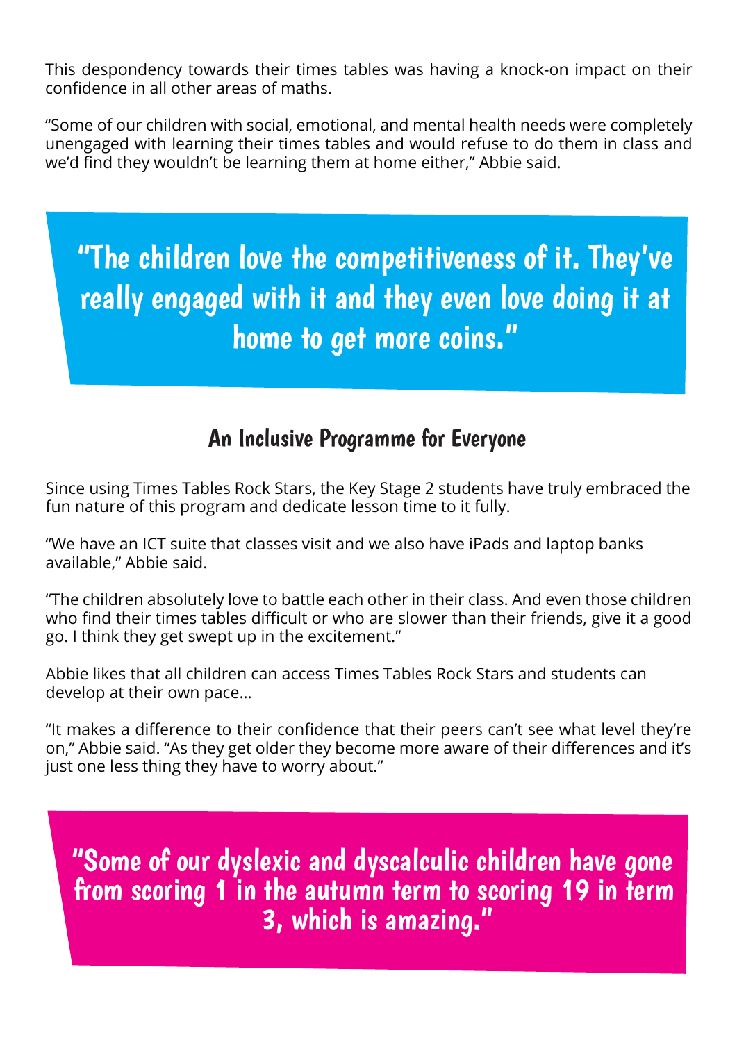This despondency towards their times tables was having a knock-on impact on their confidence in all other areas of maths.

“Some of our children with social, emotional, and mental health needs were completely unengaged with learning their times tables and would refuse to do them in class and we’d find they wouldn’t be learning them at home either,” Abbie said.

> "The children love the competitiveness of it. They've really engaged with it and they even love doing it at home to get more coins."

## An Inclusive Programme for Everyone

Since using Times Tables Rock Stars, the Key Stage 2 students have truly embraced the fun nature of this program and dedicate lesson time to it fully.

“We have an ICT suite that classes visit and we also have iPads and laptop banks available,” Abbie said.

“The children absolutely love to battle each other in their class. And even those children who find their times tables difficult or who are slower than their friends, give it a good go. I think they get swept up in the excitement.”

Abbie likes that all children can access Times Tables Rock Stars and students can develop at their own pace...

“It makes a difference to their confidence that their peers can’t see what level they’re on,” Abbie said. “As they get older they become more aware of their differences and it’s just one less thing they have to worry about.”

> "Some of our dyslexic and dyscalculic children have gone from scoring 1 in the autumn term to scoring 19 in term 3, which is amazing."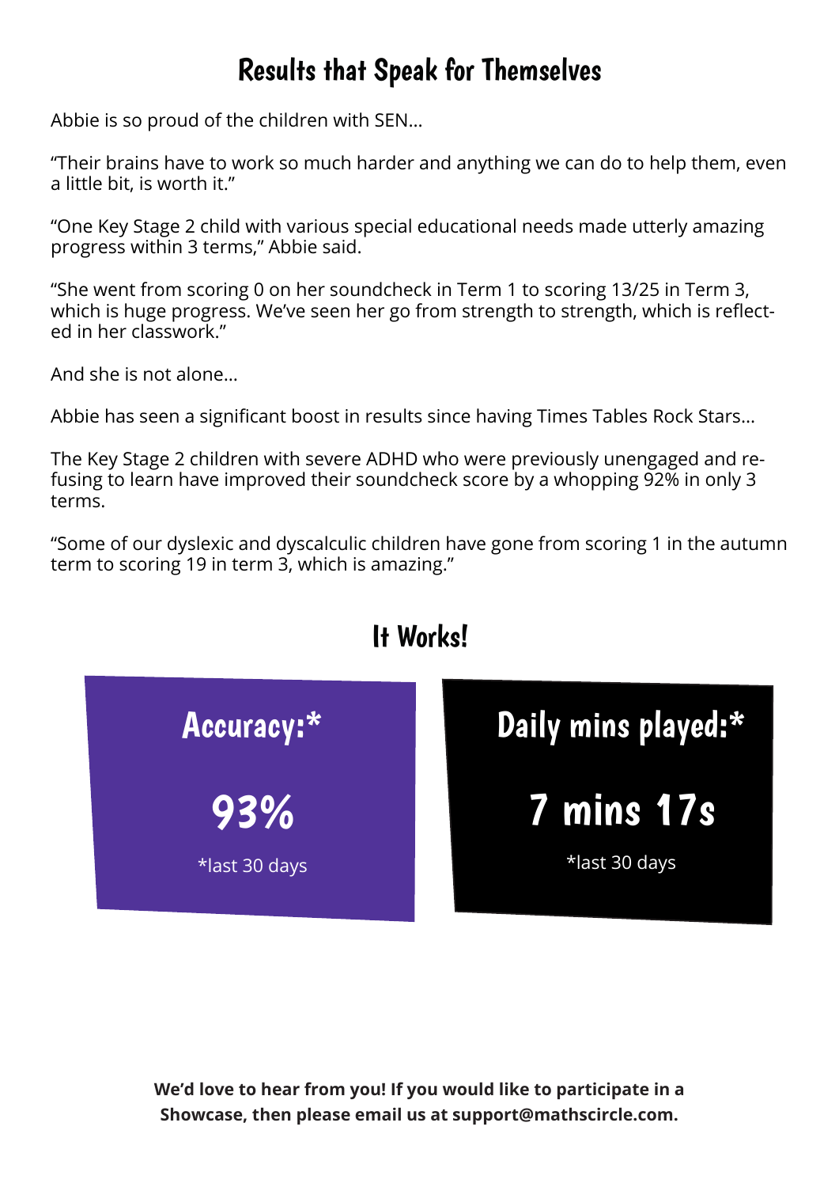## Results that Speak for Themselves

Abbie is so proud of the children with SEN...

“Their brains have to work so much harder and anything we can do to help them, even a little bit, is worth it.”

“One Key Stage 2 child with various special educational needs made utterly amazing progress within 3 terms,” Abbie said.

“She went from scoring 0 on her soundcheck in Term 1 to scoring 13/25 in Term 3, which is huge progress. We’ve seen her go from strength to strength, which is reflected in her classwork.”

And she is not alone...

Abbie has seen a significant boost in results since having Times Tables Rock Stars...

The Key Stage 2 children with severe ADHD who were previously unengaged and refusing to learn have improved their soundcheck score by a whopping 92% in only 3 terms.

“Some of our dyslexic and dyscalculic children have gone from scoring 1 in the autumn term to scoring 19 in term 3, which is amazing.”

## It Works!

**Accuracy:***

**93%**

*last 30 days

**Daily mins played:***

**7 mins 17s**

*last 30 days

**We’d love to hear from you! If you would like to participate in a Showcase, then please email us at support@mathscircle.com.**